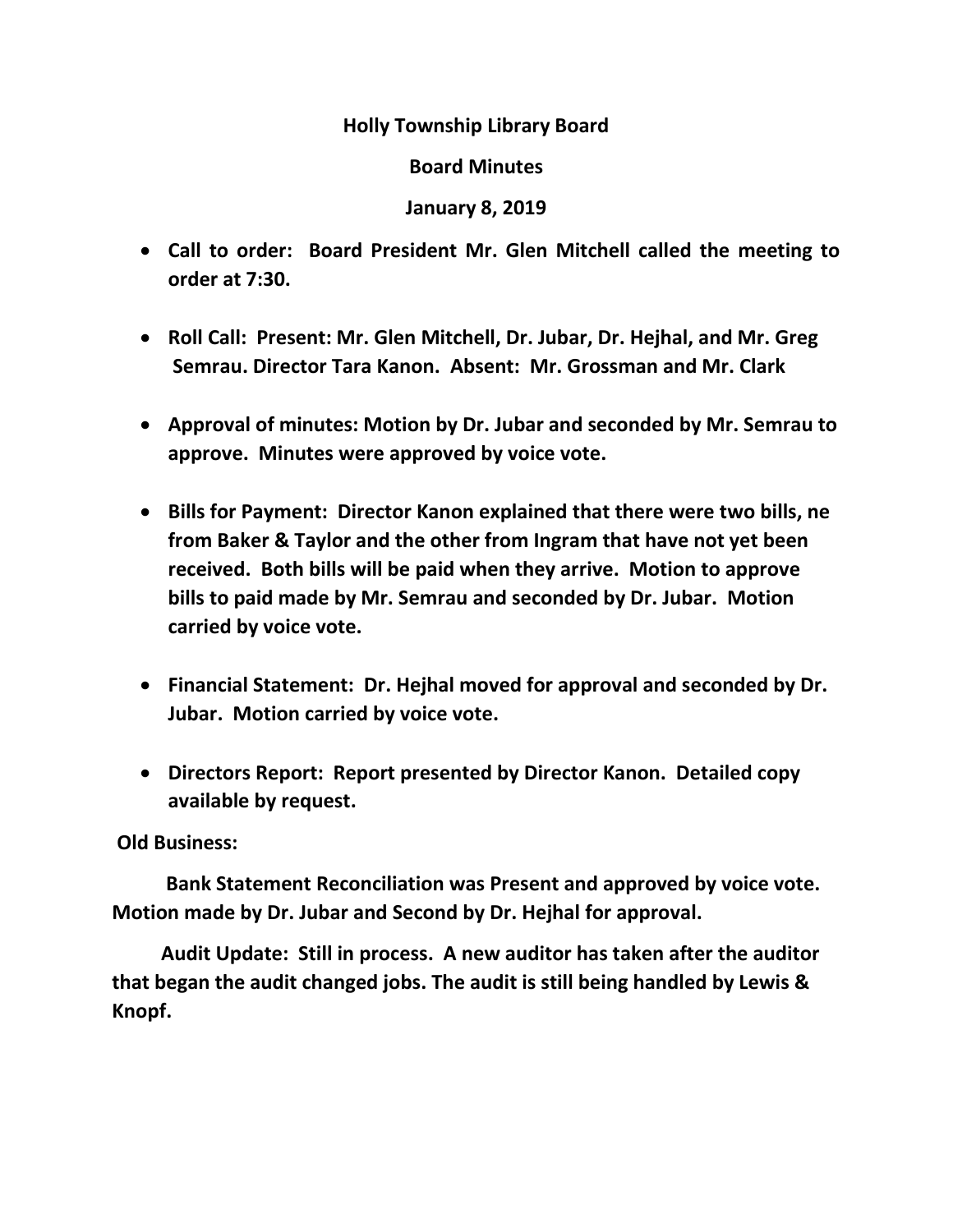**Holly Township Library Board**

**Board Minutes**

**January 8, 2019**

- **Call to order: Board President Mr. Glen Mitchell called the meeting to order at 7:30.**

- **Roll Call: Present: Mr. Glen Mitchell, Dr. Jubar, Dr. Hejhal, and Mr. Greg Semrau. Director Tara Kanon. Absent: Mr. Grossman and Mr. Clark**

- **Approval of minutes: Motion by Dr. Jubar and seconded by Mr. Semrau to approve. Minutes were approved by voice vote.**

- **Bills for Payment: Director Kanon explained that there were two bills, ne from Baker & Taylor and the other from Ingram that have not yet been received. Both bills will be paid when they arrive. Motion to approve bills to paid made by Mr. Semrau and seconded by Dr. Jubar. Motion carried by voice vote.**

- **Financial Statement: Dr. Hejhal moved for approval and seconded by Dr. Jubar. Motion carried by voice vote.**

- **Directors Report: Report presented by Director Kanon. Detailed copy available by request.**

**Old Business:**

**Bank Statement Reconciliation was Present and approved by voice vote. Motion made by Dr. Jubar and Second by Dr. Hejhal for approval.**

**Audit Update: Still in process. A new auditor has taken after the auditor that began the audit changed jobs. The audit is still being handled by Lewis & Knopf.**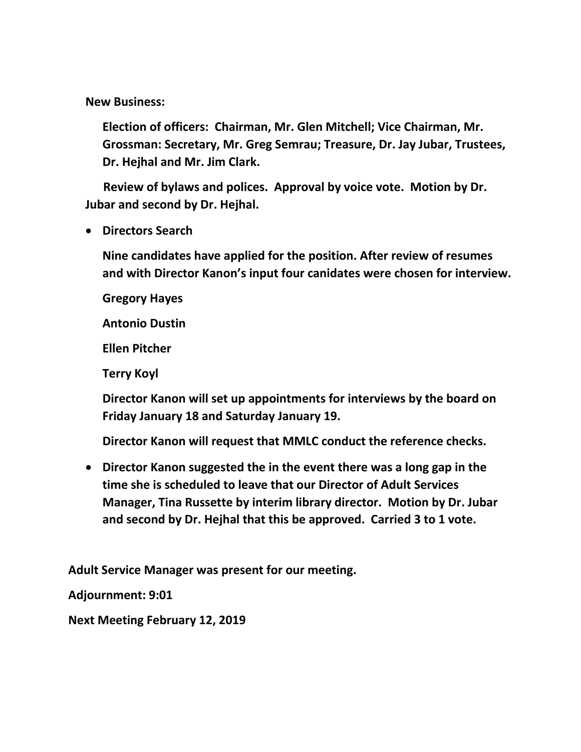**New Business:**

**Election of officers: Chairman, Mr. Glen Mitchell; Vice Chairman, Mr. Grossman: Secretary, Mr. Greg Semrau; Treasure, Dr. Jay Jubar, Trustees, Dr. Hejhal and Mr. Jim Clark.**

**Review of bylaws and polices. Approval by voice vote. Motion by Dr. Jubar and second by Dr. Hejhal.**

- **Directors Search**

  **Nine candidates have applied for the position. After review of resumes and with Director Kanon's input four canidates were chosen for interview.**

  **Gregory Hayes**

  **Antonio Dustin**

  **Ellen Pitcher**

  **Terry Koyl**

  **Director Kanon will set up appointments for interviews by the board on Friday January 18 and Saturday January 19.**

  **Director Kanon will request that MMLC conduct the reference checks.**

- **Director Kanon suggested the in the event there was a long gap in the time she is scheduled to leave that our Director of Adult Services Manager, Tina Russette by interim library director. Motion by Dr. Jubar and second by Dr. Hejhal that this be approved. Carried 3 to 1 vote.**

**Adult Service Manager was present for our meeting.**

**Adjournment: 9:01**

**Next Meeting February 12, 2019**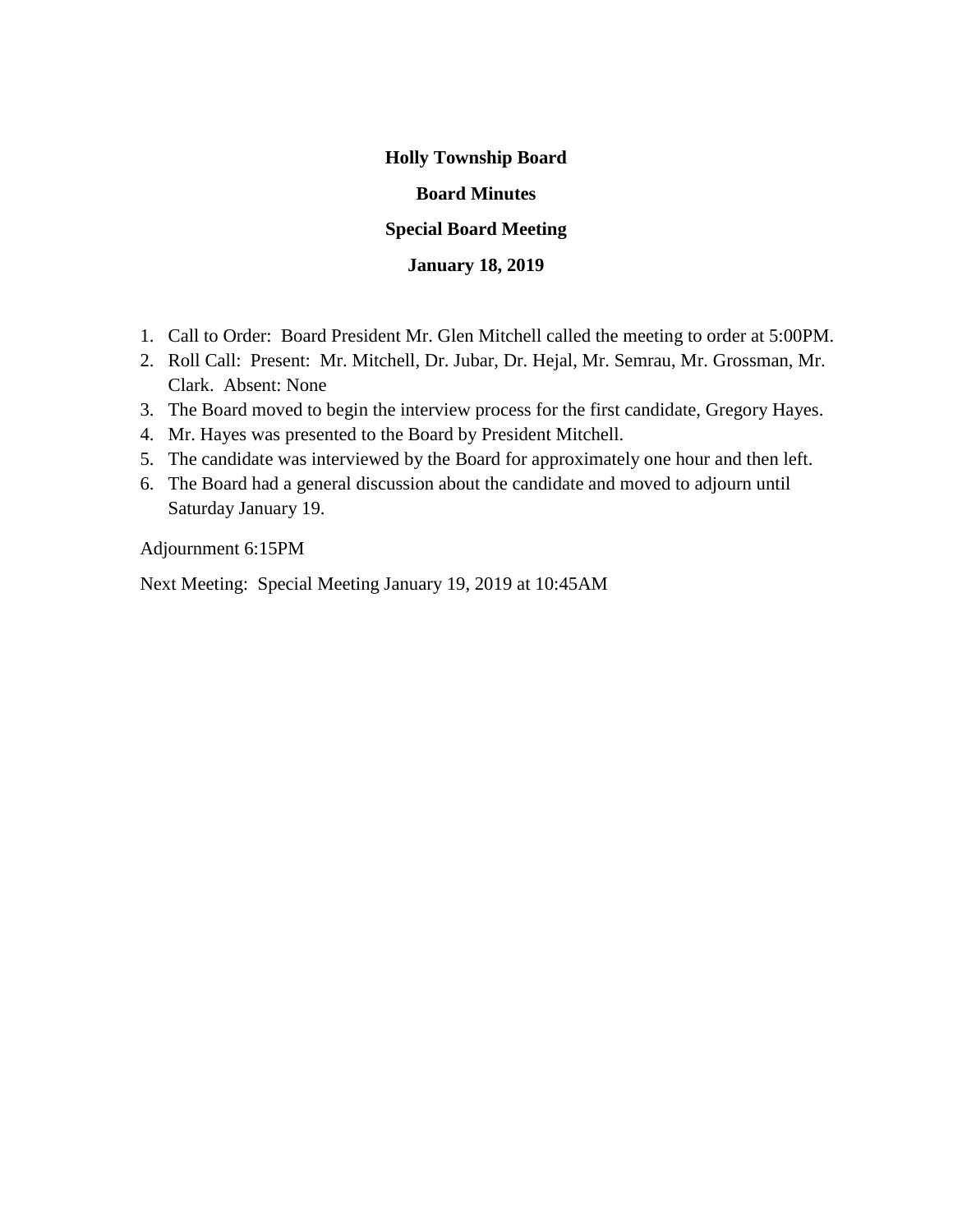**Holly Township Board**

**Board Minutes**

**Special Board Meeting**

**January 18, 2019**

1. Call to Order: Board President Mr. Glen Mitchell called the meeting to order at 5:00PM.
2. Roll Call: Present: Mr. Mitchell, Dr. Jubar, Dr. Hejal, Mr. Semrau, Mr. Grossman, Mr. Clark. Absent: None
3. The Board moved to begin the interview process for the first candidate, Gregory Hayes.
4. Mr. Hayes was presented to the Board by President Mitchell.
5. The candidate was interviewed by the Board for approximately one hour and then left.
6. The Board had a general discussion about the candidate and moved to adjourn until Saturday January 19.

Adjournment 6:15PM

Next Meeting: Special Meeting January 19, 2019 at 10:45AM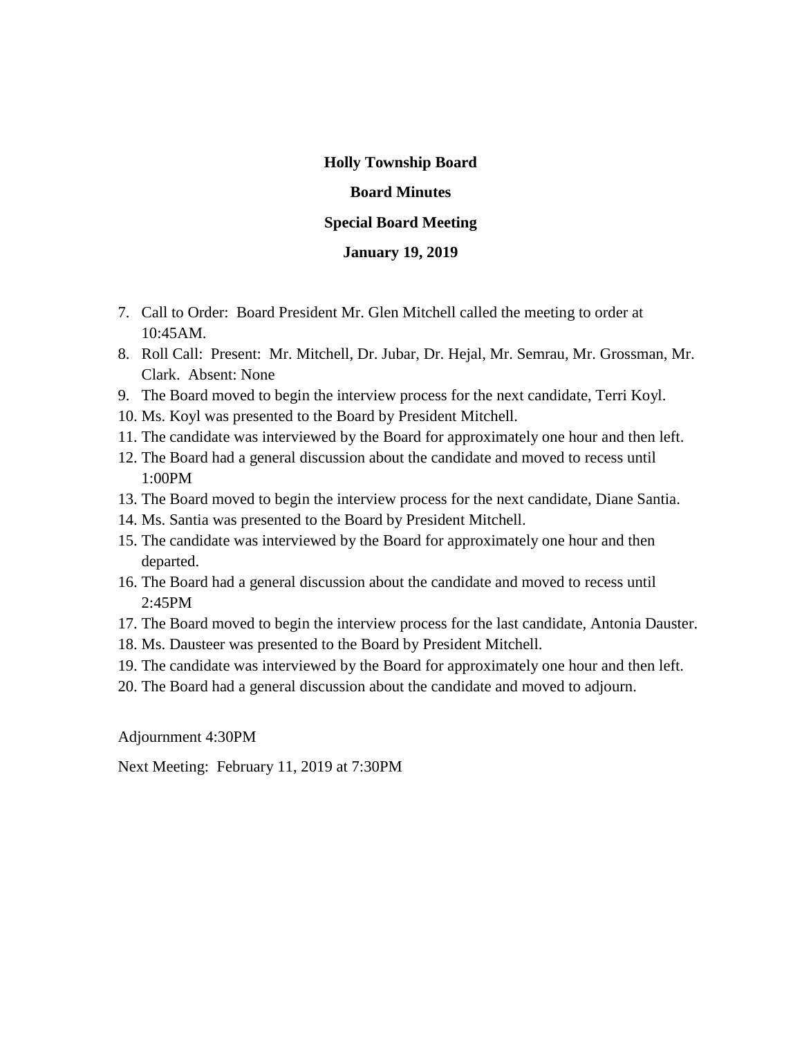**Holly Township Board**

**Board Minutes**

**Special Board Meeting**

**January 19, 2019**

7. Call to Order: Board President Mr. Glen Mitchell called the meeting to order at 10:45AM.
8. Roll Call: Present: Mr. Mitchell, Dr. Jubar, Dr. Hejal, Mr. Semrau, Mr. Grossman, Mr. Clark. Absent: None
9. The Board moved to begin the interview process for the next candidate, Terri Koyl.
10. Ms. Koyl was presented to the Board by President Mitchell.
11. The candidate was interviewed by the Board for approximately one hour and then left.
12. The Board had a general discussion about the candidate and moved to recess until 1:00PM
13. The Board moved to begin the interview process for the next candidate, Diane Santia.
14. Ms. Santia was presented to the Board by President Mitchell.
15. The candidate was interviewed by the Board for approximately one hour and then departed.
16. The Board had a general discussion about the candidate and moved to recess until 2:45PM
17. The Board moved to begin the interview process for the last candidate, Antonia Dauster.
18. Ms. Dausteer was presented to the Board by President Mitchell.
19. The candidate was interviewed by the Board for approximately one hour and then left.
20. The Board had a general discussion about the candidate and moved to adjourn.

Adjournment 4:30PM

Next Meeting: February 11, 2019 at 7:30PM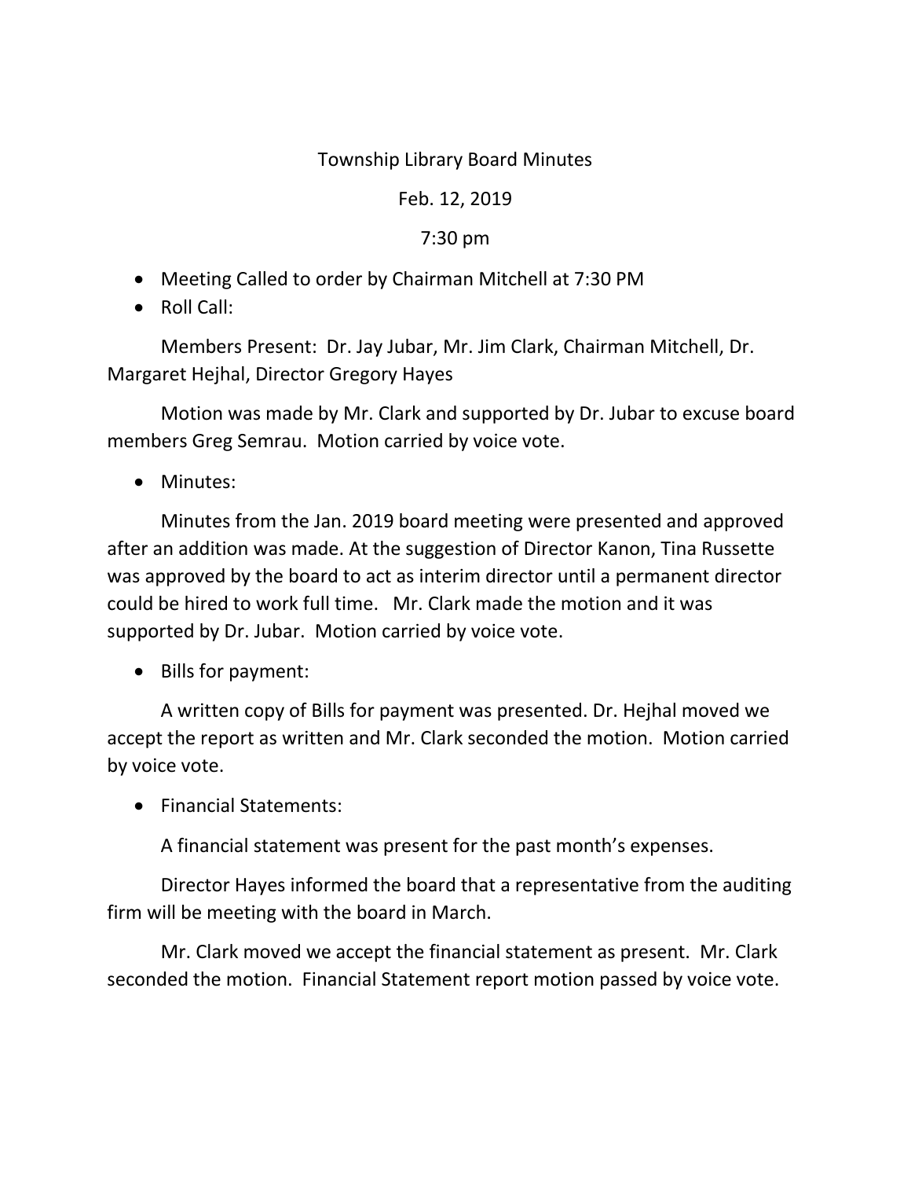Township Library Board Minutes

Feb. 12, 2019

7:30 pm

- Meeting Called to order by Chairman Mitchell at 7:30 PM
- Roll Call:

Members Present: Dr. Jay Jubar, Mr. Jim Clark, Chairman Mitchell, Dr. Margaret Hejhal, Director Gregory Hayes

Motion was made by Mr. Clark and supported by Dr. Jubar to excuse board members Greg Semrau. Motion carried by voice vote.

- Minutes:

Minutes from the Jan. 2019 board meeting were presented and approved after an addition was made. At the suggestion of Director Kanon, Tina Russette was approved by the board to act as interim director until a permanent director could be hired to work full time. Mr. Clark made the motion and it was supported by Dr. Jubar. Motion carried by voice vote.

- Bills for payment:

A written copy of Bills for payment was presented. Dr. Hejhal moved we accept the report as written and Mr. Clark seconded the motion. Motion carried by voice vote.

- Financial Statements:

A financial statement was present for the past month's expenses.

Director Hayes informed the board that a representative from the auditing firm will be meeting with the board in March.

Mr. Clark moved we accept the financial statement as present. Mr. Clark seconded the motion. Financial Statement report motion passed by voice vote.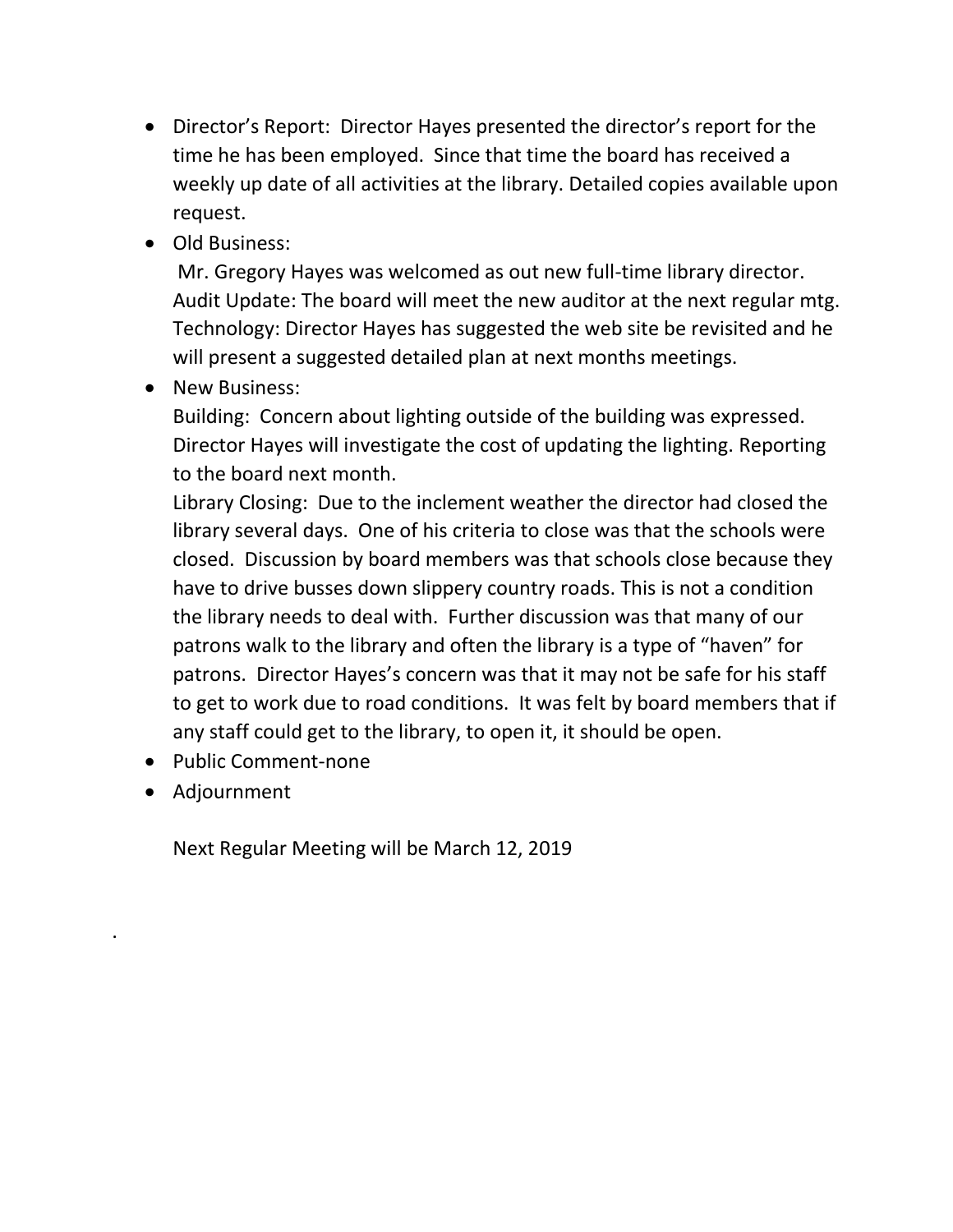- Director's Report: Director Hayes presented the director's report for the time he has been employed. Since that time the board has received a weekly up date of all activities at the library. Detailed copies available upon request.
- Old Business:
  Mr. Gregory Hayes was welcomed as out new full-time library director.
  Audit Update: The board will meet the new auditor at the next regular mtg.
  Technology: Director Hayes has suggested the web site be revisited and he will present a suggested detailed plan at next months meetings.
- New Business:
  Building: Concern about lighting outside of the building was expressed. Director Hayes will investigate the cost of updating the lighting. Reporting to the board next month.
  Library Closing: Due to the inclement weather the director had closed the library several days. One of his criteria to close was that the schools were closed. Discussion by board members was that schools close because they have to drive busses down slippery country roads. This is not a condition the library needs to deal with. Further discussion was that many of our patrons walk to the library and often the library is a type of "haven" for patrons. Director Hayes's concern was that it may not be safe for his staff to get to work due to road conditions. It was felt by board members that if any staff could get to the library, to open it, it should be open.
- Public Comment-none
- Adjournment

  Next Regular Meeting will be March 12, 2019

.